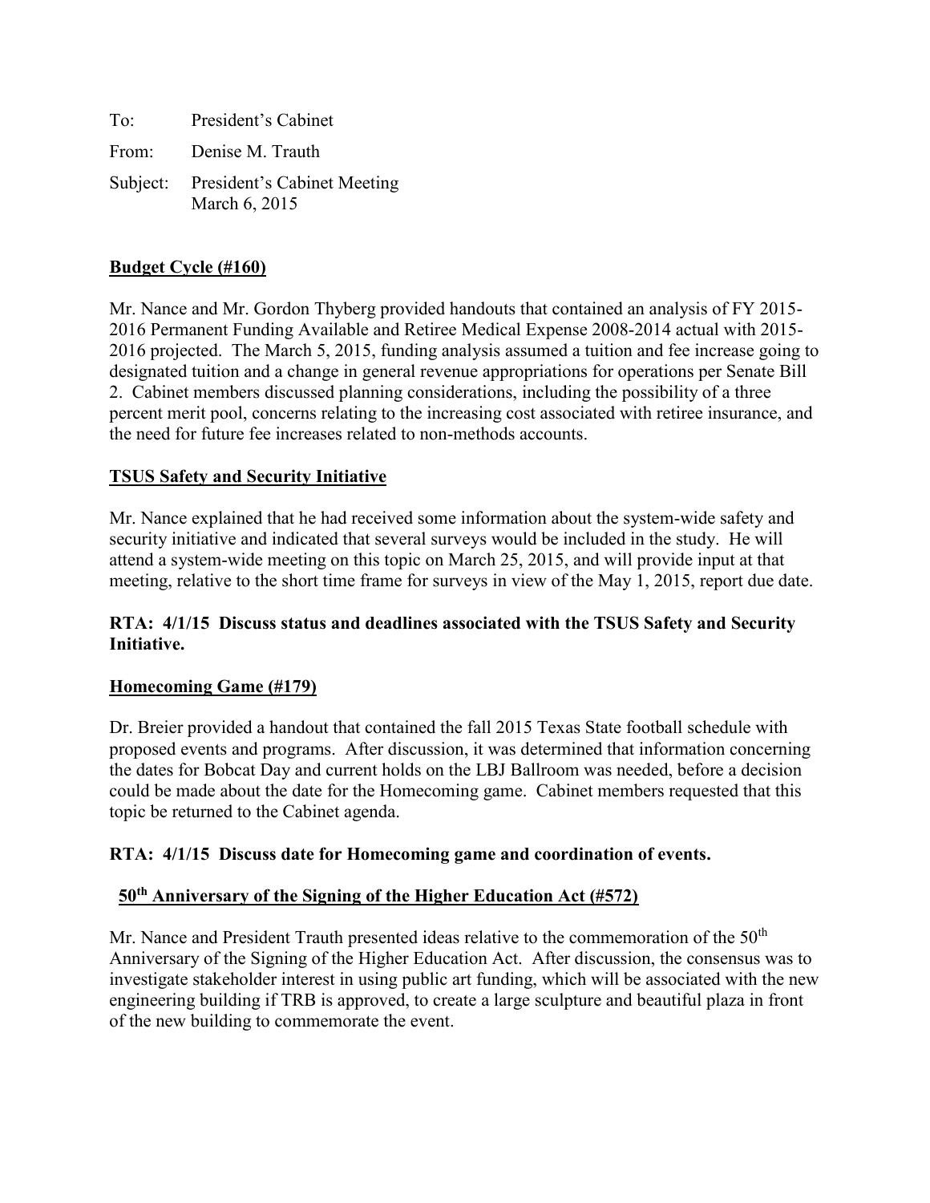To: President's Cabinet

From: Denise M. Trauth

Subject: President's Cabinet Meeting
March 6, 2015

**Budget Cycle (#160)**

Mr. Nance and Mr. Gordon Thyberg provided handouts that contained an analysis of FY 2015-2016 Permanent Funding Available and Retiree Medical Expense 2008-2014 actual with 2015-2016 projected. The March 5, 2015, funding analysis assumed a tuition and fee increase going to designated tuition and a change in general revenue appropriations for operations per Senate Bill 2. Cabinet members discussed planning considerations, including the possibility of a three percent merit pool, concerns relating to the increasing cost associated with retiree insurance, and the need for future fee increases related to non-methods accounts.

**TSUS Safety and Security Initiative**

Mr. Nance explained that he had received some information about the system-wide safety and security initiative and indicated that several surveys would be included in the study. He will attend a system-wide meeting on this topic on March 25, 2015, and will provide input at that meeting, relative to the short time frame for surveys in view of the May 1, 2015, report due date.

**RTA: 4/1/15 Discuss status and deadlines associated with the TSUS Safety and Security Initiative.**

**Homecoming Game (#179)**

Dr. Breier provided a handout that contained the fall 2015 Texas State football schedule with proposed events and programs. After discussion, it was determined that information concerning the dates for Bobcat Day and current holds on the LBJ Ballroom was needed, before a decision could be made about the date for the Homecoming game. Cabinet members requested that this topic be returned to the Cabinet agenda.

**RTA: 4/1/15 Discuss date for Homecoming game and coordination of events.**

**50th Anniversary of the Signing of the Higher Education Act (#572)**

Mr. Nance and President Trauth presented ideas relative to the commemoration of the 50th Anniversary of the Signing of the Higher Education Act. After discussion, the consensus was to investigate stakeholder interest in using public art funding, which will be associated with the new engineering building if TRB is approved, to create a large sculpture and beautiful plaza in front of the new building to commemorate the event.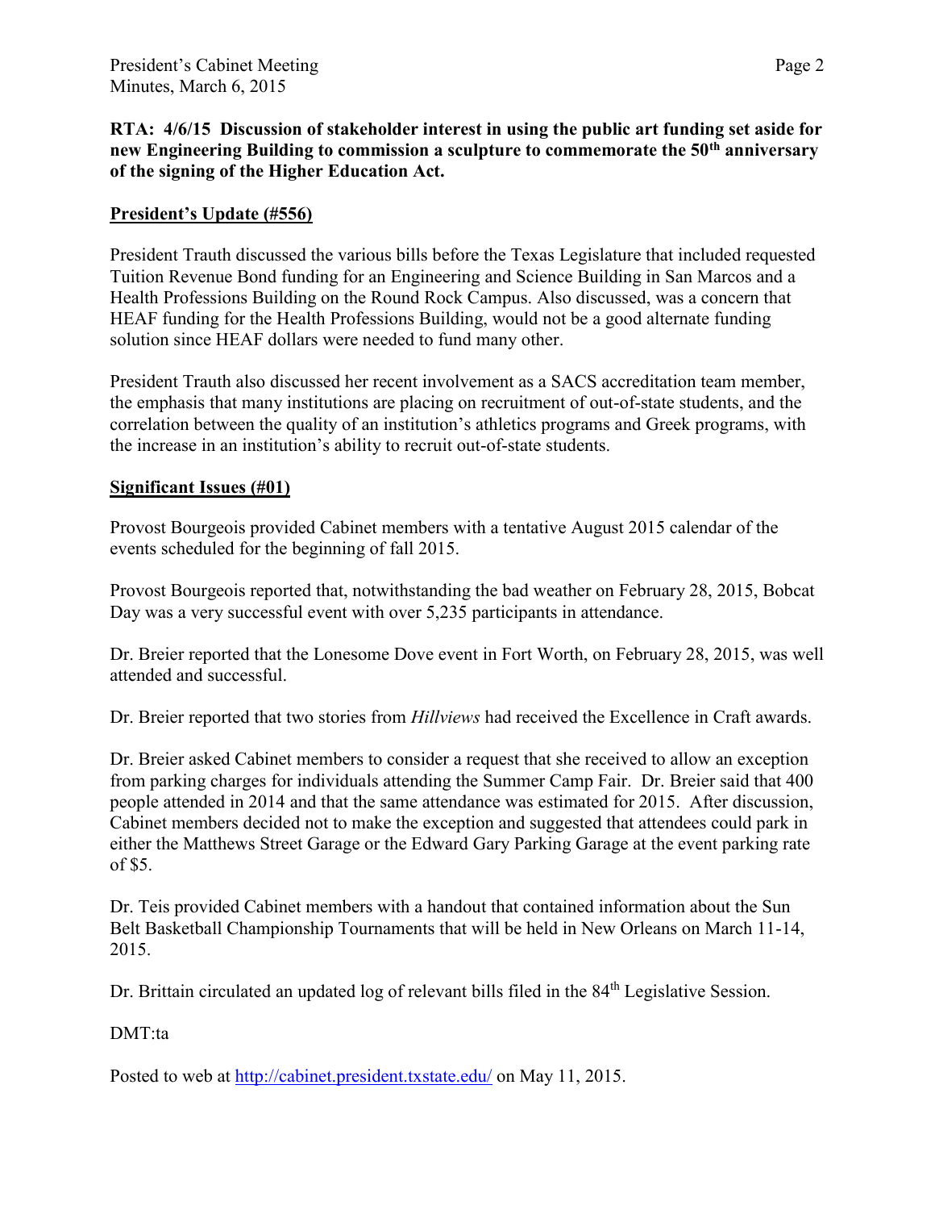**RTA: 4/6/15 Discussion of stakeholder interest in using the public art funding set aside for new Engineering Building to commission a sculpture to commemorate the 50th anniversary of the signing of the Higher Education Act.**

**President's Update (#556)**

President Trauth discussed the various bills before the Texas Legislature that included requested Tuition Revenue Bond funding for an Engineering and Science Building in San Marcos and a Health Professions Building on the Round Rock Campus. Also discussed, was a concern that HEAF funding for the Health Professions Building, would not be a good alternate funding solution since HEAF dollars were needed to fund many other.

President Trauth also discussed her recent involvement as a SACS accreditation team member, the emphasis that many institutions are placing on recruitment of out-of-state students, and the correlation between the quality of an institution's athletics programs and Greek programs, with the increase in an institution's ability to recruit out-of-state students.

**Significant Issues (#01)**

Provost Bourgeois provided Cabinet members with a tentative August 2015 calendar of the events scheduled for the beginning of fall 2015.

Provost Bourgeois reported that, notwithstanding the bad weather on February 28, 2015, Bobcat Day was a very successful event with over 5,235 participants in attendance.

Dr. Breier reported that the Lonesome Dove event in Fort Worth, on February 28, 2015, was well attended and successful.

Dr. Breier reported that two stories from *Hillviews* had received the Excellence in Craft awards.

Dr. Breier asked Cabinet members to consider a request that she received to allow an exception from parking charges for individuals attending the Summer Camp Fair. Dr. Breier said that 400 people attended in 2014 and that the same attendance was estimated for 2015. After discussion, Cabinet members decided not to make the exception and suggested that attendees could park in either the Matthews Street Garage or the Edward Gary Parking Garage at the event parking rate of $5.

Dr. Teis provided Cabinet members with a handout that contained information about the Sun Belt Basketball Championship Tournaments that will be held in New Orleans on March 11-14, 2015.

Dr. Brittain circulated an updated log of relevant bills filed in the 84th Legislative Session.

DMT:ta

Posted to web at http://cabinet.president.txstate.edu/ on May 11, 2015.